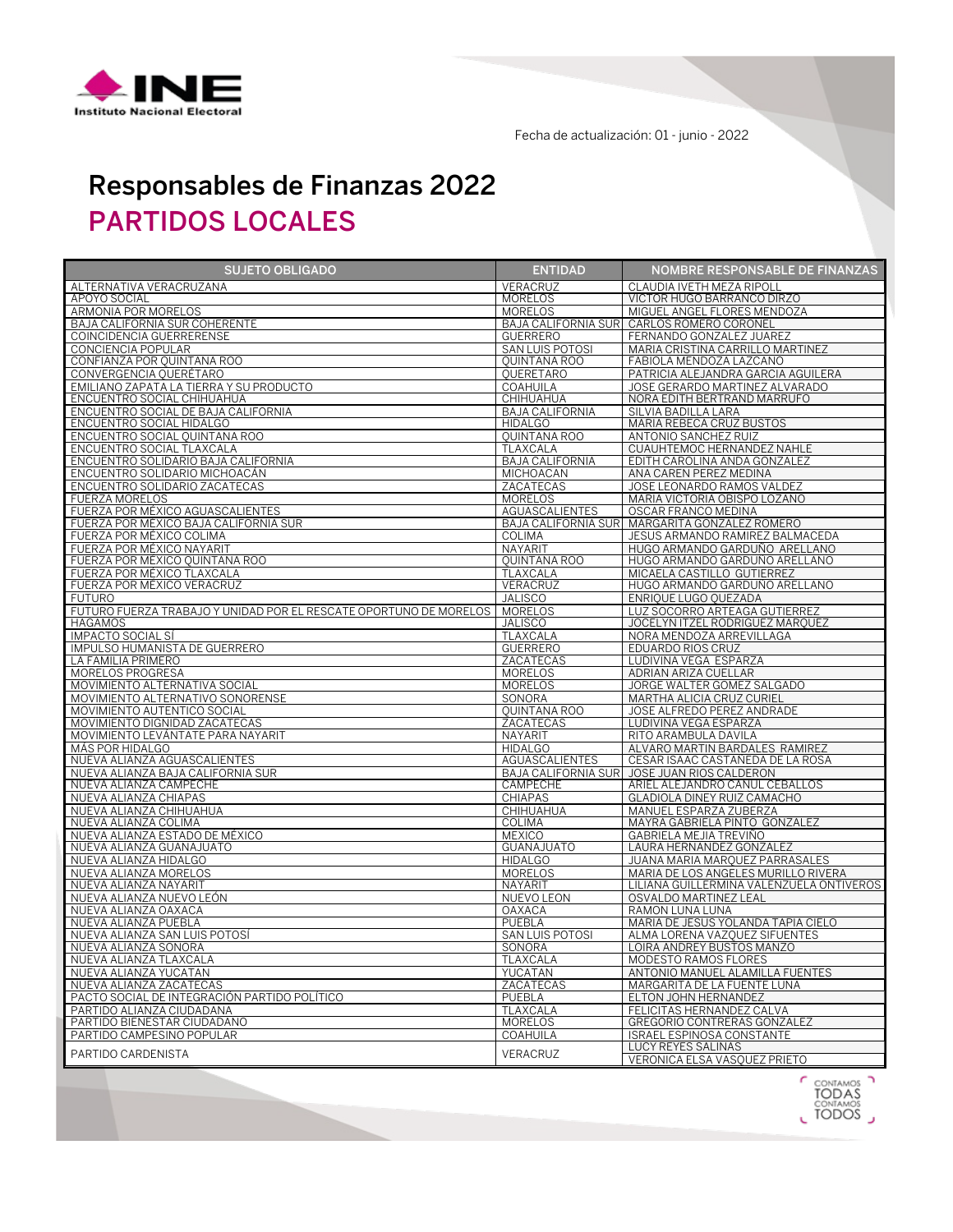Fecha de actualización: 01 - junio - 2022

# Responsables de Finanzas 2022

## PARTIDOS LOCALES

| SUJETO OBLIGADO | ENTIDAD | NOMBRE RESPONSABLE DE FINANZAS |
|---|---|---|
| ALTERNATIVA VERACRUZANA | VERACRUZ | CLAUDIA IVETH MEZA RIPOLL |
| APOYO SOCIAL | MORELOS | VICTOR HUGO BARRANCO DIRZO |
| ARMONIA POR MORELOS | MORELOS | MIGUEL ANGEL FLORES MENDOZA |
| BAJA CALIFORNIA SUR COHERENTE | BAJA CALIFORNIA SUR | CARLOS ROMERO CORONEL |
| COINCIDENCIA GUERRERENSE | GUERRERO | FERNANDO GONZALEZ JUAREZ |
| CONCIENCIA POPULAR | SAN LUIS POTOSI | MARIA CRISTINA CARRILLO MARTINEZ |
| CONFIANZA POR QUINTANA ROO | QUINTANA ROO | FABIOLA MENDOZA LAZCANO |
| CONVERGENCIA QUERÉTARO | QUERETARO | PATRICIA ALEJANDRA GARCIA AGUILERA |
| EMILIANO ZAPATA LA TIERRA Y SU PRODUCTO | COAHUILA | JOSE GERARDO MARTINEZ ALVARADO |
| ENCUENTRO SOCIAL CHIHUAHUA | CHIHUAHUA | NORA EDITH BERTRAND MARRUFO |
| ENCUENTRO SOCIAL DE BAJA CALIFORNIA | BAJA CALIFORNIA | SILVIA BADILLA LARA |
| ENCUENTRO SOCIAL HIDALGO | HIDALGO | MARIA REBECA CRUZ BUSTOS |
| ENCUENTRO SOCIAL QUINTANA ROO | QUINTANA ROO | ANTONIO SANCHEZ RUIZ |
| ENCUENTRO SOCIAL TLAXCALA | TLAXCALA | CUAUHTEMOC HERNANDEZ NAHLE |
| ENCUENTRO SOLIDARIO BAJA CALIFORNIA | BAJA CALIFORNIA | EDITH CAROLINA ANDA GONZALEZ |
| ENCUENTRO SOLIDARIO MICHOACÁN | MICHOACAN | ANA CAREN PEREZ MEDINA |
| ENCUENTRO SOLIDARIO ZACATECAS | ZACATECAS | JOSE LEONARDO RAMOS VALDEZ |
| FUERZA MORELOS | MORELOS | MARIA VICTORIA OBISPO LOZANO |
| FUERZA POR MÉXICO AGUASCALIENTES | AGUASCALIENTES | OSCAR FRANCO MEDINA |
| FUERZA POR MÉXICO BAJA CALIFORNIA SUR | BAJA CALIFORNIA SUR | MARGARITA GONZALEZ ROMERO |
| FUERZA POR MÉXICO COLIMA | COLIMA | JESUS ARMANDO RAMIREZ BALMACEDA |
| FUERZA POR MÉXICO NAYARIT | NAYARIT | HUGO ARMANDO GARDUÑO ARELLANO |
| FUERZA POR MÉXICO QUINTANA ROO | QUINTANA ROO | HUGO ARMANDO GARDUÑO ARELLANO |
| FUERZA POR MÉXICO TLAXCALA | TLAXCALA | MICAELA CASTILLO GUTIERREZ |
| FUERZA POR MÉXICO VERACRUZ | VERACRUZ | HUGO ARMANDO GARDUÑO ARELLANO |
| FUTURO | JALISCO | ENRIQUE LUGO QUEZADA |
| FUTURO FUERZA TRABAJO Y UNIDAD POR EL RESCATE OPORTUNO DE MORELOS | MORELOS | LUZ SOCORRO ARTEAGA GUTIERREZ |
| HAGAMOS | JALISCO | JOCELYN ITZEL RODRIGUEZ MARQUEZ |
| IMPACTO SOCIAL SÍ | TLAXCALA | NORA MENDOZA ARREVILLAGA |
| IMPULSO HUMANISTA DE GUERRERO | GUERRERO | EDUARDO RIOS CRUZ |
| LA FAMILIA PRIMERO | ZACATECAS | LUDIVINA VEGA ESPARZA |
| MORELOS PROGRESA | MORELOS | ADRIAN ARIZA CUELLAR |
| MOVIMIENTO ALTERNATIVA SOCIAL | MORELOS | JORGE WALTER GOMEZ SALGADO |
| MOVIMIENTO ALTERNATIVO SONORENSE | SONORA | MARTHA ALICIA CRUZ CURIEL |
| MOVIMIENTO AUTENTICO SOCIAL | QUINTANA ROO | JOSE ALFREDO PEREZ ANDRADE |
| MOVIMIENTO DIGNIDAD ZACATECAS | ZACATECAS | LUDIVINA VEGA ESPARZA |
| MOVIMIENTO LEVÁNTATE PARA NAYARIT | NAYARIT | RITO ARAMBULA DAVILA |
| MÁS POR HIDALGO | HIDALGO | ALVARO MARTIN BARDALES RAMIREZ |
| NUEVA ALIANZA AGUASCALIENTES | AGUASCALIENTES | CESAR ISAAC CASTAÑEDA DE LA ROSA |
| NUEVA ALIANZA BAJA CALIFORNIA SUR | BAJA CALIFORNIA SUR | JOSE JUAN RIOS CALDERON |
| NUEVA ALIANZA CAMPECHE | CAMPECHE | ARIEL ALEJANDRO CANUL CEBALLOS |
| NUEVA ALIANZA CHIAPAS | CHIAPAS | GLADIOLA DINEY RUIZ CAMACHO |
| NUEVA ALIANZA CHIHUAHUA | CHIHUAHUA | MANUEL ESPARZA ZUBERZA |
| NUEVA ALIANZA COLIMA | COLIMA | MAYRA GABRIELA PINTO GONZALEZ |
| NUEVA ALIANZA ESTADO DE MÉXICO | MEXICO | GABRIELA MEJIA TREVIÑO |
| NUEVA ALIANZA GUANAJUATO | GUANAJUATO | LAURA HERNANDEZ GONZALEZ |
| NUEVA ALIANZA HIDALGO | HIDALGO | JUANA MARIA MARQUEZ PARRASALES |
| NUEVA ALIANZA MORELOS | MORELOS | MARIA DE LOS ANGELES MURILLO RIVERA |
| NUEVA ALIANZA NAYARIT | NAYARIT | LILIANA GUILLERMINA VALENZUELA ONTIVEROS |
| NUEVA ALIANZA NUEVO LEÓN | NUEVO LEON | OSVALDO MARTINEZ LEAL |
| NUEVA ALIANZA OAXACA | OAXACA | RAMON LUNA LUNA |
| NUEVA ALIANZA PUEBLA | PUEBLA | MARIA DE JESUS YOLANDA TAPIA CIELO |
| NUEVA ALIANZA SAN LUIS POTOSÍ | SAN LUIS POTOSI | ALMA LORENA VAZQUEZ SIFUENTES |
| NUEVA ALIANZA SONORA | SONORA | LOIRA ANDREY BUSTOS MANZO |
| NUEVA ALIANZA TLAXCALA | TLAXCALA | MODESTO RAMOS FLORES |
| NUEVA ALIANZA YUCATAN | YUCATAN | ANTONIO MANUEL ALAMILLA FUENTES |
| NUEVA ALIANZA ZACATECAS | ZACATECAS | MARGARITA DE LA FUENTE LUNA |
| PACTO SOCIAL DE INTEGRACIÓN PARTIDO POLÍTICO | PUEBLA | ELTON JOHN HERNANDEZ |
| PARTIDO ALIANZA CIUDADANA | TLAXCALA | FELICITAS HERNANDEZ CALVA |
| PARTIDO BIENESTAR CIUDADANO | MORELOS | GREGORIO CONTRERAS GONZALEZ |
| PARTIDO CAMPESINO POPULAR | COAHUILA | ISRAEL ESPINOSA CONSTANTE |
| PARTIDO CARDENISTA | VERACRUZ | LUCY REYES SALINAS |
| | | VERONICA ELSA VASQUEZ PRIETO |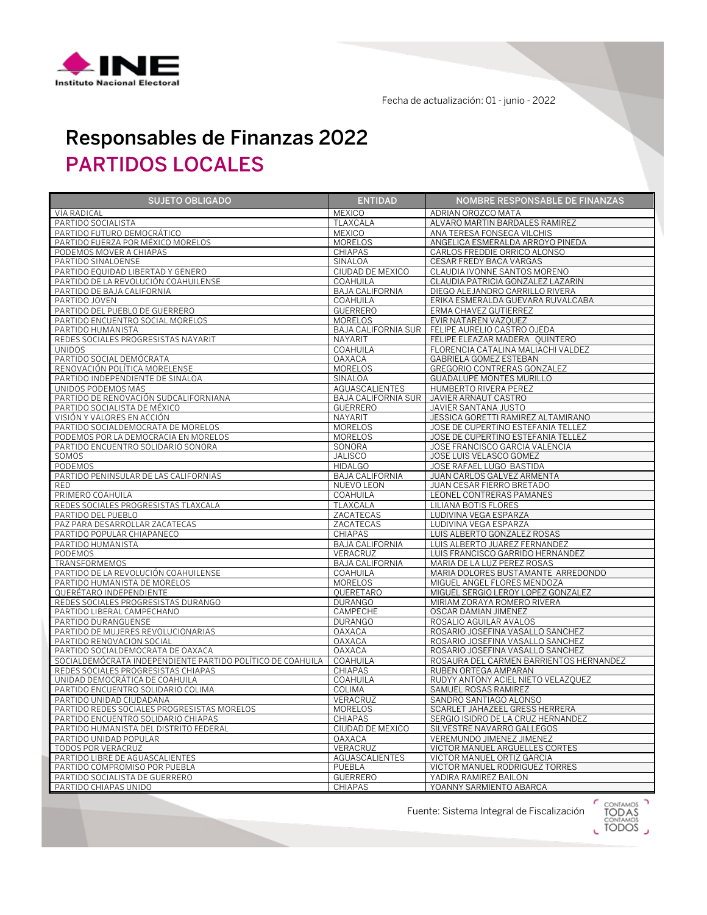Fecha de actualización: 01 - junio - 2022

# Responsables de Finanzas 2022
## PARTIDOS LOCALES

| SUJETO OBLIGADO | ENTIDAD | NOMBRE RESPONSABLE DE FINANZAS |
|---|---|---|
| VÍA RADICAL | MEXICO | ADRIAN OROZCO MATA |
| PARTIDO SOCIALISTA | TLAXCALA | ALVARO MARTIN BARDALES RAMIREZ |
| PARTIDO FUTURO DEMOCRÁTICO | MEXICO | ANA TERESA FONSECA VILCHIS |
| PARTIDO FUERZA POR MÉXICO MORELOS | MORELOS | ANGELICA ESMERALDA ARROYO PINEDA |
| PODEMOS MOVER A CHIAPAS | CHIAPAS | CARLOS FREDDIE ORRICO ALONSO |
| PARTIDO SINALOENSE | SINALOA | CESAR FREDY BACA VARGAS |
| PARTIDO EQUIDAD LIBERTAD Y GENERO | CIUDAD DE MEXICO | CLAUDIA IVONNE SANTOS MORENO |
| PARTIDO DE LA REVOLUCIÓN COAHUILENSE | COAHUILA | CLAUDIA PATRICIA GONZALEZ LAZARIN |
| PARTIDO DE BAJA CALIFORNIA | BAJA CALIFORNIA | DIEGO ALEJANDRO CARRILLO RIVERA |
| PARTIDO JOVEN | COAHUILA | ERIKA ESMERALDA GUEVARA RUVALCABA |
| PARTIDO DEL PUEBLO DE GUERRERO | GUERRERO | ERMA CHAVEZ GUTIERREZ |
| PARTIDO ENCUENTRO SOCIAL MORELOS | MORELOS | EVIR NATAREN VAZQUEZ |
| PARTIDO HUMANISTA | BAJA CALIFORNIA SUR | FELIPE AURELIO CASTRO OJEDA |
| REDES SOCIALES PROGRESISTAS NAYARIT | NAYARIT | FELIPE ELEAZAR MADERA QUINTERO |
| UNIDOS | COAHUILA | FLORENCIA CATALINA MALIACHI VALDEZ |
| PARTIDO SOCIAL DEMÓCRATA | OAXACA | GABRIELA GOMEZ ESTEBAN |
| RENOVACIÓN POLÍTICA MORELENSE | MORELOS | GREGORIO CONTRERAS GONZALEZ |
| PARTIDO INDEPENDIENTE DE SINALOA | SINALOA | GUADALUPE MONTES MURILLO |
| UNIDOS PODEMOS MÁS | AGUASCALIENTES | HUMBERTO RIVERA PEREZ |
| PARTIDO DE RENOVACIÓN SUDCALIFORNIANA | BAJA CALIFORNIA SUR | JAVIER ARNAUT CASTRO |
| PARTIDO SOCIALISTA DE MÉXICO | GUERRERO | JAVIER SANTANA JUSTO |
| VISIÓN Y VALORES EN ACCIÓN | NAYARIT | JESSICA GORETTI RAMIREZ ALTAMIRANO |
| PARTIDO SOCIALDEMOCRATA DE MORELOS | MORELOS | JOSE DE CUPERTINO ESTEFANIA TELLEZ |
| PODEMOS POR LA DEMOCRACIA EN MORELOS | MORELOS | JOSE DE CUPERTINO ESTEFANIA TELLEZ |
| PARTIDO ENCUENTRO SOLIDARIO SONORA | SONORA | JOSE FRANCISCO GARCIA VALENCIA |
| SOMOS | JALISCO | JOSE LUIS VELASCO GOMEZ |
| PODEMOS | HIDALGO | JOSE RAFAEL LUGO BASTIDA |
| PARTIDO PENINSULAR DE LAS CALIFORNIAS | BAJA CALIFORNIA | JUAN CARLOS GALVEZ ARMENTA |
| RED | NUEVO LEON | JUAN CESAR FIERRO BRETADO |
| PRIMERO COAHUILA | COAHUILA | LEONEL CONTRERAS PAMANES |
| REDES SOCIALES PROGRESISTAS TLAXCALA | TLAXCALA | LILIANA BOTIS FLORES |
| PARTIDO DEL PUEBLO | ZACATECAS | LUDIVINA VEGA ESPARZA |
| PAZ PARA DESARROLLAR ZACATECAS | ZACATECAS | LUDIVINA VEGA ESPARZA |
| PARTIDO POPULAR CHIAPANECO | CHIAPAS | LUIS ALBERTO GONZALEZ ROSAS |
| PARTIDO HUMANISTA | BAJA CALIFORNIA | LUIS ALBERTO JUAREZ FERNANDEZ |
| PODEMOS | VERACRUZ | LUIS FRANCISCO GARRIDO HERNANDEZ |
| TRANSFORMEMOS | BAJA CALIFORNIA | MARIA DE LA LUZ PEREZ ROSAS |
| PARTIDO DE LA REVOLUCIÓN COAHUILENSE | COAHUILA | MARIA DOLORES BUSTAMANTE ARREDONDO |
| PARTIDO HUMANISTA DE MORELOS | MORELOS | MIGUEL ANGEL FLORES MENDOZA |
| QUERÉTARO INDEPENDIENTE | QUERETARO | MIGUEL SERGIO LEROY LOPEZ GONZALEZ |
| REDES SOCIALES PROGRESISTAS DURANGO | DURANGO | MIRIAM ZORAYA ROMERO RIVERA |
| PARTIDO LIBERAL CAMPECHANO | CAMPECHE | OSCAR DAMIAN JIMENEZ |
| PARTIDO DURANGUENSE | DURANGO | ROSALIO AGUILAR AVALOS |
| PARTIDO DE MUJERES REVOLUCIONARIAS | OAXACA | ROSARIO JOSEFINA VASALLO SANCHEZ |
| PARTIDO RENOVACION SOCIAL | OAXACA | ROSARIO JOSEFINA VASALLO SANCHEZ |
| PARTIDO SOCIALDEMOCRATA DE OAXACA | OAXACA | ROSARIO JOSEFINA VASALLO SANCHEZ |
| SOCIALDEMÓCRATA INDEPENDIENTE PARTIDO POLÍTICO DE COAHUILA | COAHUILA | ROSAURA DEL CARMEN BARRIENTOS HERNANDEZ |
| REDES SOCIALES PROGRESISTAS CHIAPAS | CHIAPAS | RUBEN ORTEGA AMPARAN |
| UNIDAD DEMOCRÁTICA DE COAHUILA | COAHUILA | RUDYY ANTONY ACIEL NIETO VELAZQUEZ |
| PARTIDO ENCUENTRO SOLIDARIO COLIMA | COLIMA | SAMUEL ROSAS RAMIREZ |
| PARTIDO UNIDAD CIUDADANA | VERACRUZ | SANDRO SANTIAGO ALONSO |
| PARTIDO REDES SOCIALES PROGRESISTAS MORELOS | MORELOS | SCARLET JAHAZEEL GRESS HERRERA |
| PARTIDO ENCUENTRO SOLIDARIO CHIAPAS | CHIAPAS | SERGIO ISIDRO DE LA CRUZ HERNANDEZ |
| PARTIDO HUMANISTA DEL DISTRITO FEDERAL | CIUDAD DE MEXICO | SILVESTRE NAVARRO GALLEGOS |
| PARTIDO UNIDAD POPULAR | OAXACA | VEREMUNDO JIMENEZ JIMENEZ |
| TODOS POR VERACRUZ | VERACRUZ | VICTOR MANUEL ARGUELLES CORTES |
| PARTIDO LIBRE DE AGUASCALIENTES | AGUASCALIENTES | VICTOR MANUEL ORTIZ GARCIA |
| PARTIDO COMPROMISO POR PUEBLA | PUEBLA | VICTOR MANUEL RODRIGUEZ TORRES |
| PARTIDO SOCIALISTA DE GUERRERO | GUERRERO | YADIRA RAMIREZ BAILON |
| PARTIDO CHIAPAS UNIDO | CHIAPAS | YOANNY SARMIENTO ABARCA |

Fuente: Sistema Integral de Fiscalización